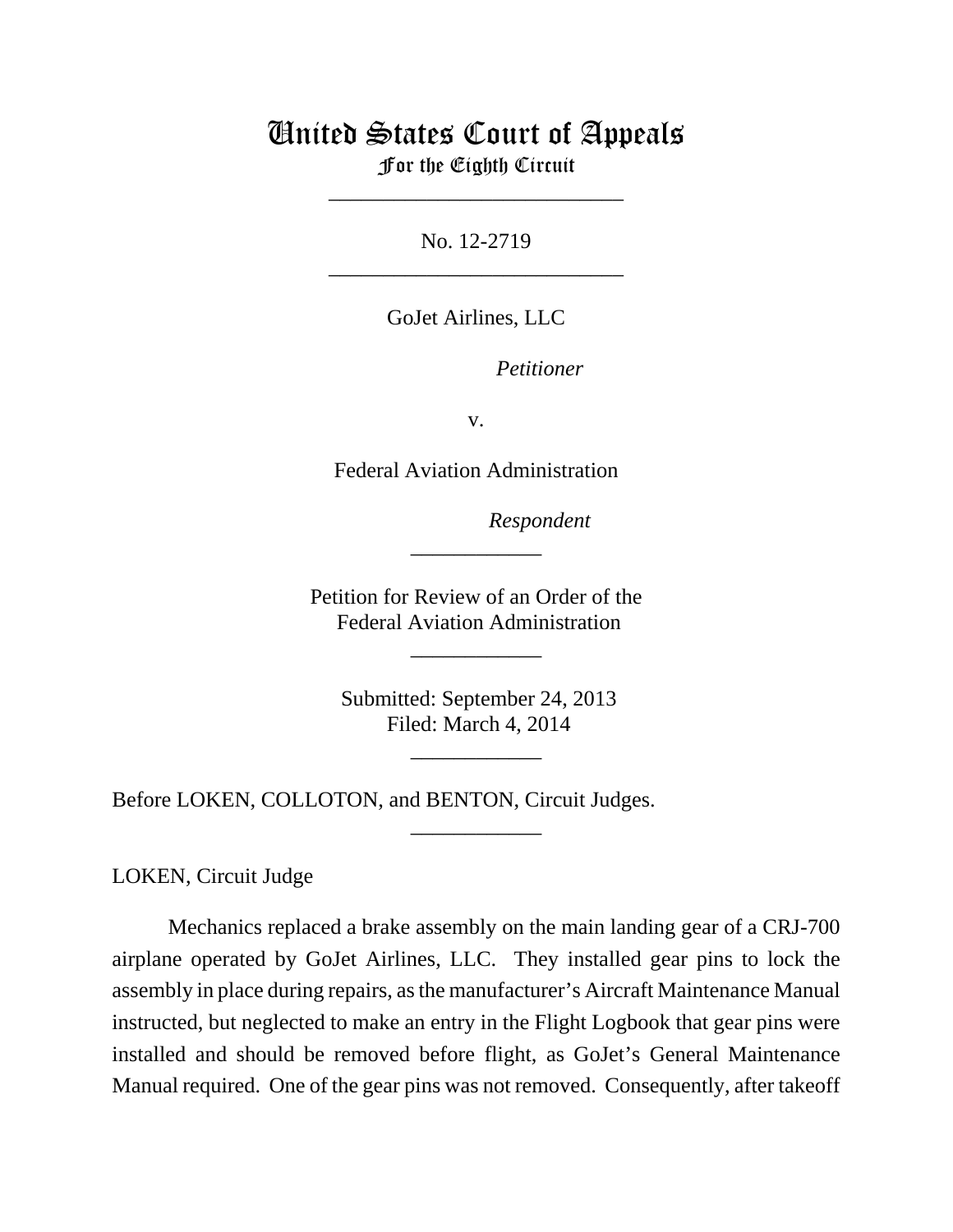# United States Court of Appeals
## For the Eighth Circuit

---

No. 12-2719

---

GoJet Airlines, LLC

*Petitioner*

v.

Federal Aviation Administration

*Respondent*

---

Petition for Review of an Order of the Federal Aviation Administration

---

Submitted: September 24, 2013
Filed: March 4, 2014

---

Before LOKEN, COLLOTON, and BENTON, Circuit Judges.

---

LOKEN, Circuit Judge

Mechanics replaced a brake assembly on the main landing gear of a CRJ-700 airplane operated by GoJet Airlines, LLC. They installed gear pins to lock the assembly in place during repairs, as the manufacturer's Aircraft Maintenance Manual instructed, but neglected to make an entry in the Flight Logbook that gear pins were installed and should be removed before flight, as GoJet's General Maintenance Manual required. One of the gear pins was not removed. Consequently, after takeoff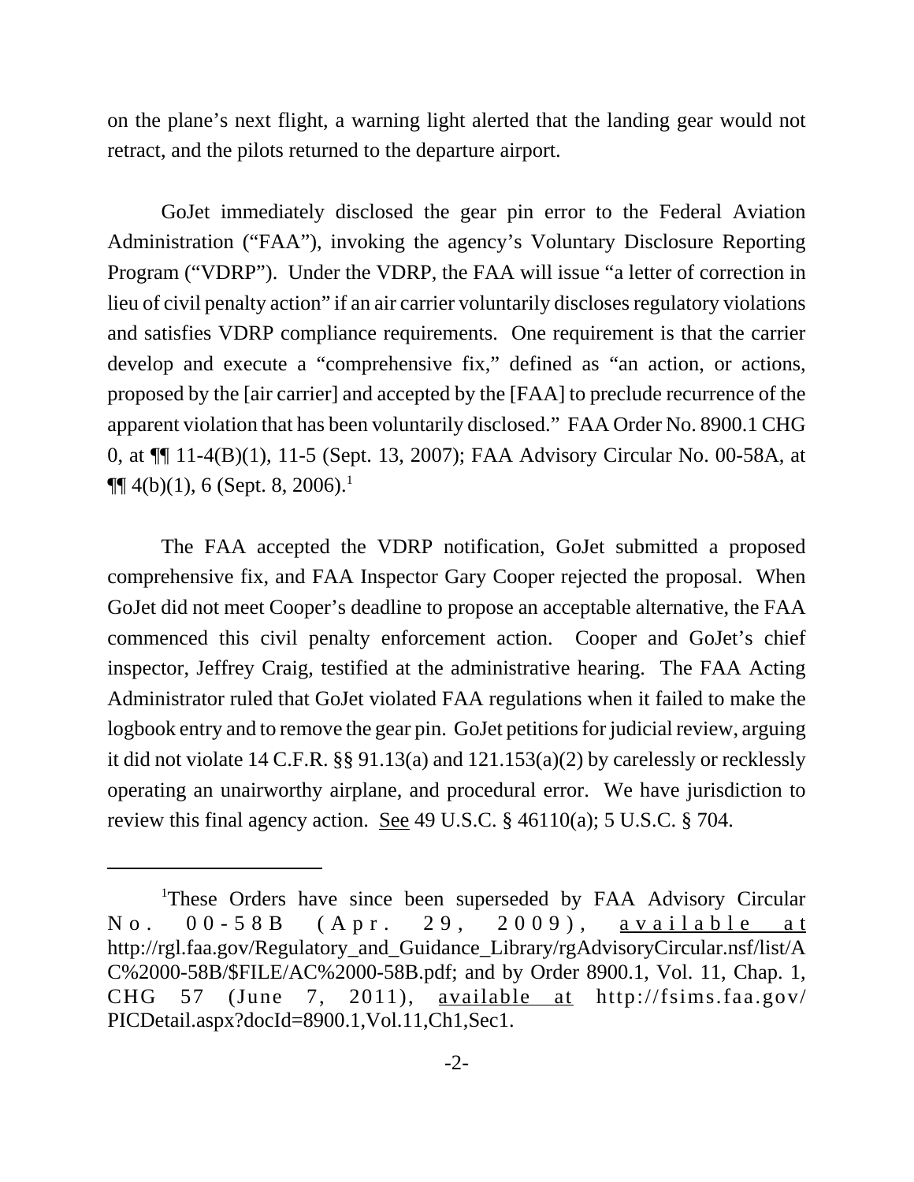on the plane's next flight, a warning light alerted that the landing gear would not retract, and the pilots returned to the departure airport.

GoJet immediately disclosed the gear pin error to the Federal Aviation Administration ("FAA"), invoking the agency's Voluntary Disclosure Reporting Program ("VDRP"). Under the VDRP, the FAA will issue "a letter of correction in lieu of civil penalty action" if an air carrier voluntarily discloses regulatory violations and satisfies VDRP compliance requirements. One requirement is that the carrier develop and execute a "comprehensive fix," defined as "an action, or actions, proposed by the [air carrier] and accepted by the [FAA] to preclude recurrence of the apparent violation that has been voluntarily disclosed." FAA Order No. 8900.1 CHG 0, at ¶¶ 11-4(B)(1), 11-5 (Sept. 13, 2007); FAA Advisory Circular No. 00-58A, at ¶¶ 4(b)(1), 6 (Sept. 8, 2006).[1]

The FAA accepted the VDRP notification, GoJet submitted a proposed comprehensive fix, and FAA Inspector Gary Cooper rejected the proposal. When GoJet did not meet Cooper's deadline to propose an acceptable alternative, the FAA commenced this civil penalty enforcement action. Cooper and GoJet's chief inspector, Jeffrey Craig, testified at the administrative hearing. The FAA Acting Administrator ruled that GoJet violated FAA regulations when it failed to make the logbook entry and to remove the gear pin. GoJet petitions for judicial review, arguing it did not violate 14 C.F.R. §§ 91.13(a) and 121.153(a)(2) by carelessly or recklessly operating an unairworthy airplane, and procedural error. We have jurisdiction to review this final agency action. See 49 U.S.C. § 46110(a); 5 U.S.C. § 704.

---

[1]These Orders have since been superseded by FAA Advisory Circular No. 00-58B (Apr. 29, 2009), available at http://rgl.faa.gov/Regulatory_and_Guidance_Library/rgAdvisoryCircular.nsf/list/AC%2000-58B/$FILE/AC%2000-58B.pdf; and by Order 8900.1, Vol. 11, Chap. 1, CHG 57 (June 7, 2011), available at http://fsims.faa.gov/PICDetail.aspx?docId=8900.1,Vol.11,Ch1,Sec1.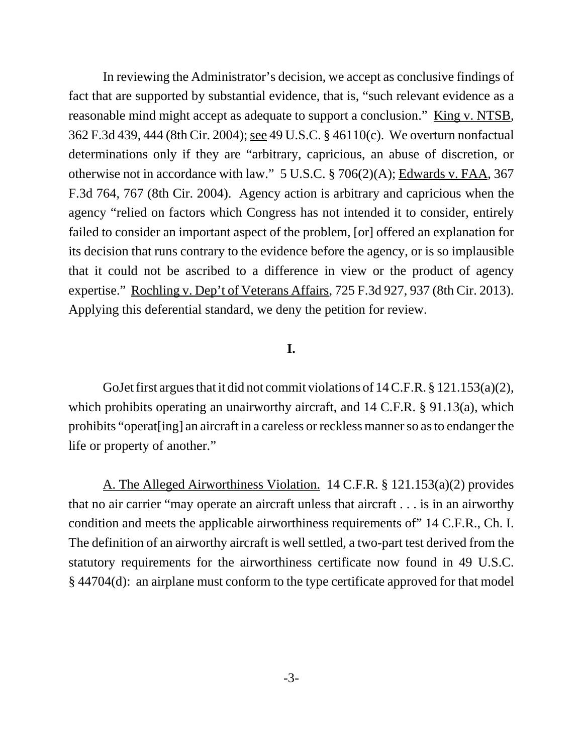In reviewing the Administrator's decision, we accept as conclusive findings of fact that are supported by substantial evidence, that is, "such relevant evidence as a reasonable mind might accept as adequate to support a conclusion." King v. NTSB, 362 F.3d 439, 444 (8th Cir. 2004); see 49 U.S.C. § 46110(c). We overturn nonfactual determinations only if they are "arbitrary, capricious, an abuse of discretion, or otherwise not in accordance with law." 5 U.S.C. § 706(2)(A); Edwards v. FAA, 367 F.3d 764, 767 (8th Cir. 2004). Agency action is arbitrary and capricious when the agency "relied on factors which Congress has not intended it to consider, entirely failed to consider an important aspect of the problem, [or] offered an explanation for its decision that runs contrary to the evidence before the agency, or is so implausible that it could not be ascribed to a difference in view or the product of agency expertise." Rochling v. Dep't of Veterans Affairs, 725 F.3d 927, 937 (8th Cir. 2013). Applying this deferential standard, we deny the petition for review.

## I.

GoJet first argues that it did not commit violations of 14 C.F.R. § 121.153(a)(2), which prohibits operating an unairworthy aircraft, and 14 C.F.R. § 91.13(a), which prohibits "operat[ing] an aircraft in a careless or reckless manner so as to endanger the life or property of another."

A. The Alleged Airworthiness Violation. 14 C.F.R. § 121.153(a)(2) provides that no air carrier "may operate an aircraft unless that aircraft . . . is in an airworthy condition and meets the applicable airworthiness requirements of" 14 C.F.R., Ch. I. The definition of an airworthy aircraft is well settled, a two-part test derived from the statutory requirements for the airworthiness certificate now found in 49 U.S.C. § 44704(d): an airplane must conform to the type certificate approved for that model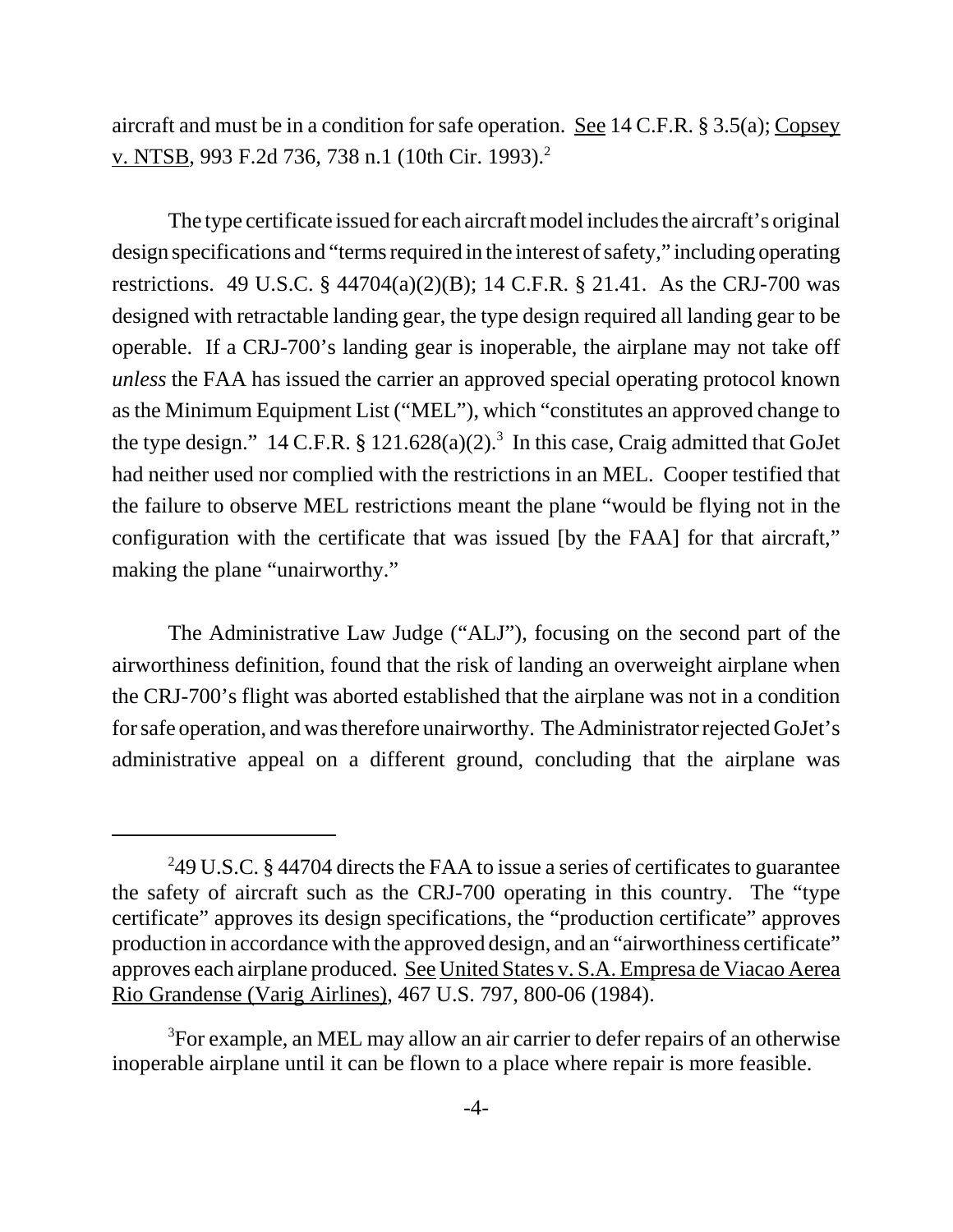aircraft and must be in a condition for safe operation. See 14 C.F.R. § 3.5(a); Copsey v. NTSB, 993 F.2d 736, 738 n.1 (10th Cir. 1993).[2]

The type certificate issued for each aircraft model includes the aircraft's original design specifications and "terms required in the interest of safety," including operating restrictions. 49 U.S.C. § 44704(a)(2)(B); 14 C.F.R. § 21.41. As the CRJ-700 was designed with retractable landing gear, the type design required all landing gear to be operable. If a CRJ-700's landing gear is inoperable, the airplane may not take off *unless* the FAA has issued the carrier an approved special operating protocol known as the Minimum Equipment List ("MEL"), which "constitutes an approved change to the type design." 14 C.F.R. § 121.628(a)(2).[3] In this case, Craig admitted that GoJet had neither used nor complied with the restrictions in an MEL. Cooper testified that the failure to observe MEL restrictions meant the plane "would be flying not in the configuration with the certificate that was issued [by the FAA] for that aircraft," making the plane "unairworthy."

The Administrative Law Judge ("ALJ"), focusing on the second part of the airworthiness definition, found that the risk of landing an overweight airplane when the CRJ-700's flight was aborted established that the airplane was not in a condition for safe operation, and was therefore unairworthy. The Administrator rejected GoJet's administrative appeal on a different ground, concluding that the airplane was

---

[2]49 U.S.C. § 44704 directs the FAA to issue a series of certificates to guarantee the safety of aircraft such as the CRJ-700 operating in this country. The "type certificate" approves its design specifications, the "production certificate" approves production in accordance with the approved design, and an "airworthiness certificate" approves each airplane produced. See United States v. S.A. Empresa de Viacao Aerea Rio Grandense (Varig Airlines), 467 U.S. 797, 800-06 (1984).

[3]For example, an MEL may allow an air carrier to defer repairs of an otherwise inoperable airplane until it can be flown to a place where repair is more feasible.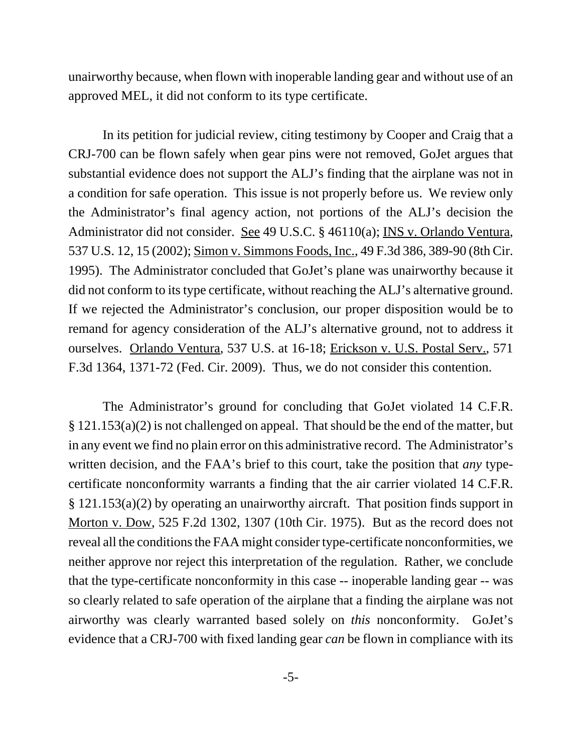unairworthy because, when flown with inoperable landing gear and without use of an approved MEL, it did not conform to its type certificate.

In its petition for judicial review, citing testimony by Cooper and Craig that a CRJ-700 can be flown safely when gear pins were not removed, GoJet argues that substantial evidence does not support the ALJ's finding that the airplane was not in a condition for safe operation. This issue is not properly before us. We review only the Administrator's final agency action, not portions of the ALJ's decision the Administrator did not consider. See 49 U.S.C. § 46110(a); INS v. Orlando Ventura, 537 U.S. 12, 15 (2002); Simon v. Simmons Foods, Inc., 49 F.3d 386, 389-90 (8th Cir. 1995). The Administrator concluded that GoJet's plane was unairworthy because it did not conform to its type certificate, without reaching the ALJ's alternative ground. If we rejected the Administrator's conclusion, our proper disposition would be to remand for agency consideration of the ALJ's alternative ground, not to address it ourselves. Orlando Ventura, 537 U.S. at 16-18; Erickson v. U.S. Postal Serv., 571 F.3d 1364, 1371-72 (Fed. Cir. 2009). Thus, we do not consider this contention.

The Administrator's ground for concluding that GoJet violated 14 C.F.R. § 121.153(a)(2) is not challenged on appeal. That should be the end of the matter, but in any event we find no plain error on this administrative record. The Administrator's written decision, and the FAA's brief to this court, take the position that *any* type-certificate nonconformity warrants a finding that the air carrier violated 14 C.F.R. § 121.153(a)(2) by operating an unairworthy aircraft. That position finds support in Morton v. Dow, 525 F.2d 1302, 1307 (10th Cir. 1975). But as the record does not reveal all the conditions the FAA might consider type-certificate nonconformities, we neither approve nor reject this interpretation of the regulation. Rather, we conclude that the type-certificate nonconformity in this case -- inoperable landing gear -- was so clearly related to safe operation of the airplane that a finding the airplane was not airworthy was clearly warranted based solely on *this* nonconformity. GoJet's evidence that a CRJ-700 with fixed landing gear *can* be flown in compliance with its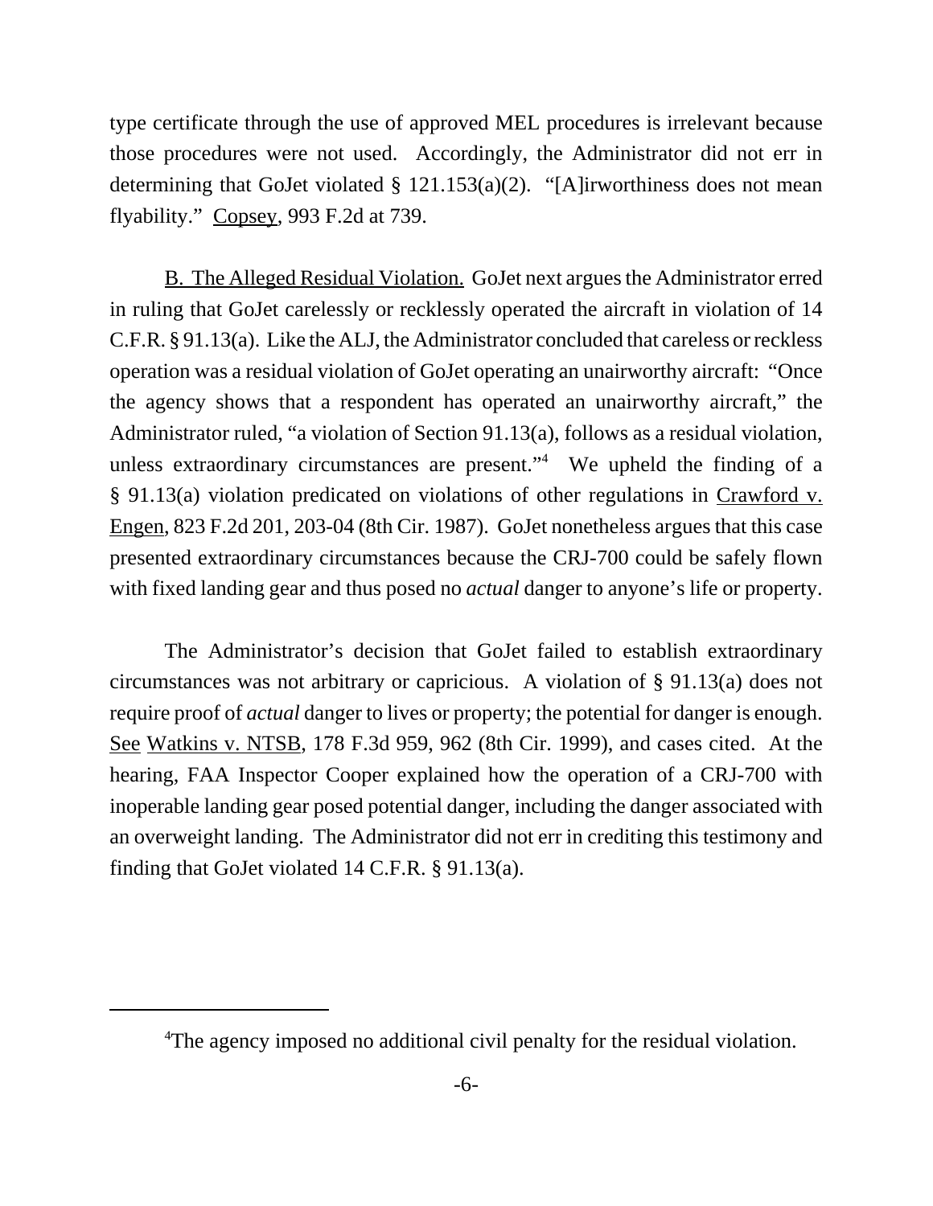type certificate through the use of approved MEL procedures is irrelevant because those procedures were not used. Accordingly, the Administrator did not err in determining that GoJet violated § 121.153(a)(2). "[A]irworthiness does not mean flyability." Copsey, 993 F.2d at 739.

B. The Alleged Residual Violation. GoJet next argues the Administrator erred in ruling that GoJet carelessly or recklessly operated the aircraft in violation of 14 C.F.R. § 91.13(a). Like the ALJ, the Administrator concluded that careless or reckless operation was a residual violation of GoJet operating an unairworthy aircraft: "Once the agency shows that a respondent has operated an unairworthy aircraft," the Administrator ruled, "a violation of Section 91.13(a), follows as a residual violation, unless extraordinary circumstances are present."[4] We upheld the finding of a § 91.13(a) violation predicated on violations of other regulations in Crawford v. Engen, 823 F.2d 201, 203-04 (8th Cir. 1987). GoJet nonetheless argues that this case presented extraordinary circumstances because the CRJ-700 could be safely flown with fixed landing gear and thus posed no *actual* danger to anyone's life or property.

The Administrator's decision that GoJet failed to establish extraordinary circumstances was not arbitrary or capricious. A violation of § 91.13(a) does not require proof of *actual* danger to lives or property; the potential for danger is enough. See Watkins v. NTSB, 178 F.3d 959, 962 (8th Cir. 1999), and cases cited. At the hearing, FAA Inspector Cooper explained how the operation of a CRJ-700 with inoperable landing gear posed potential danger, including the danger associated with an overweight landing. The Administrator did not err in crediting this testimony and finding that GoJet violated 14 C.F.R. § 91.13(a).

---

[4]The agency imposed no additional civil penalty for the residual violation.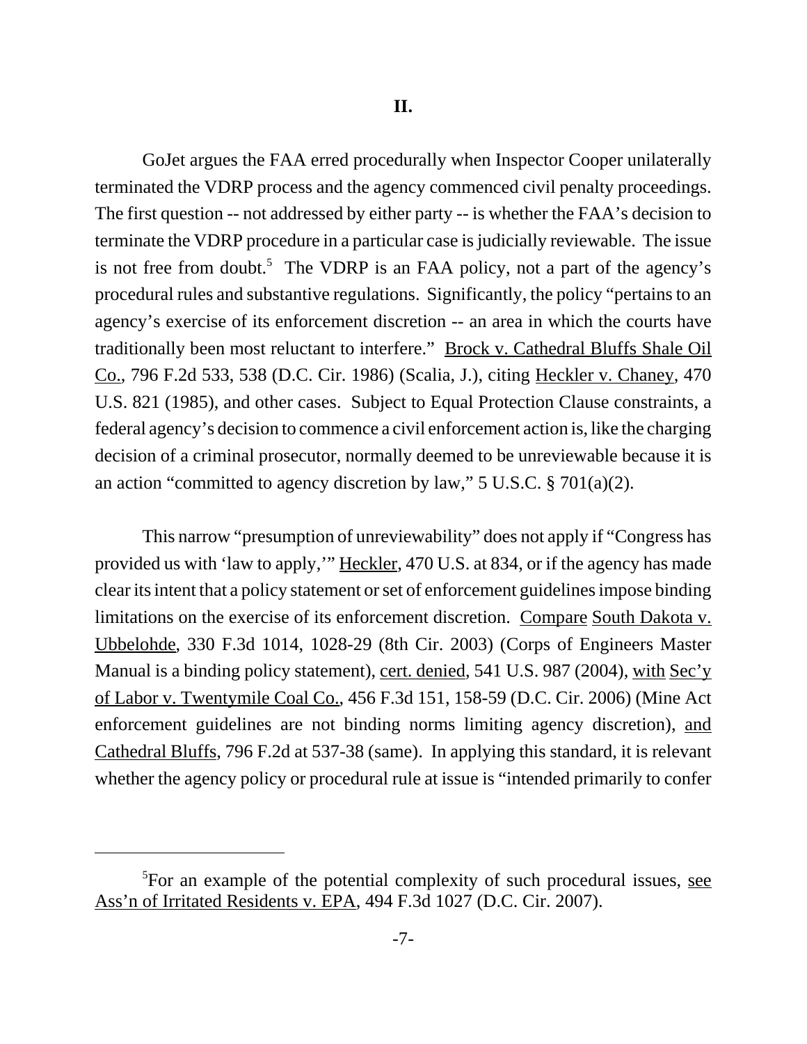## II.

GoJet argues the FAA erred procedurally when Inspector Cooper unilaterally terminated the VDRP process and the agency commenced civil penalty proceedings. The first question -- not addressed by either party -- is whether the FAA's decision to terminate the VDRP procedure in a particular case is judicially reviewable. The issue is not free from doubt.[5] The VDRP is an FAA policy, not a part of the agency's procedural rules and substantive regulations. Significantly, the policy "pertains to an agency's exercise of its enforcement discretion -- an area in which the courts have traditionally been most reluctant to interfere." Brock v. Cathedral Bluffs Shale Oil Co., 796 F.2d 533, 538 (D.C. Cir. 1986) (Scalia, J.), citing Heckler v. Chaney, 470 U.S. 821 (1985), and other cases. Subject to Equal Protection Clause constraints, a federal agency's decision to commence a civil enforcement action is, like the charging decision of a criminal prosecutor, normally deemed to be unreviewable because it is an action "committed to agency discretion by law," 5 U.S.C. § 701(a)(2).

This narrow "presumption of unreviewability" does not apply if "Congress has provided us with 'law to apply,'" Heckler, 470 U.S. at 834, or if the agency has made clear its intent that a policy statement or set of enforcement guidelines impose binding limitations on the exercise of its enforcement discretion. Compare South Dakota v. Ubbelohde, 330 F.3d 1014, 1028-29 (8th Cir. 2003) (Corps of Engineers Master Manual is a binding policy statement), cert. denied, 541 U.S. 987 (2004), with Sec'y of Labor v. Twentymile Coal Co., 456 F.3d 151, 158-59 (D.C. Cir. 2006) (Mine Act enforcement guidelines are not binding norms limiting agency discretion), and Cathedral Bluffs, 796 F.2d at 537-38 (same). In applying this standard, it is relevant whether the agency policy or procedural rule at issue is "intended primarily to confer

[5]For an example of the potential complexity of such procedural issues, see Ass'n of Irritated Residents v. EPA, 494 F.3d 1027 (D.C. Cir. 2007).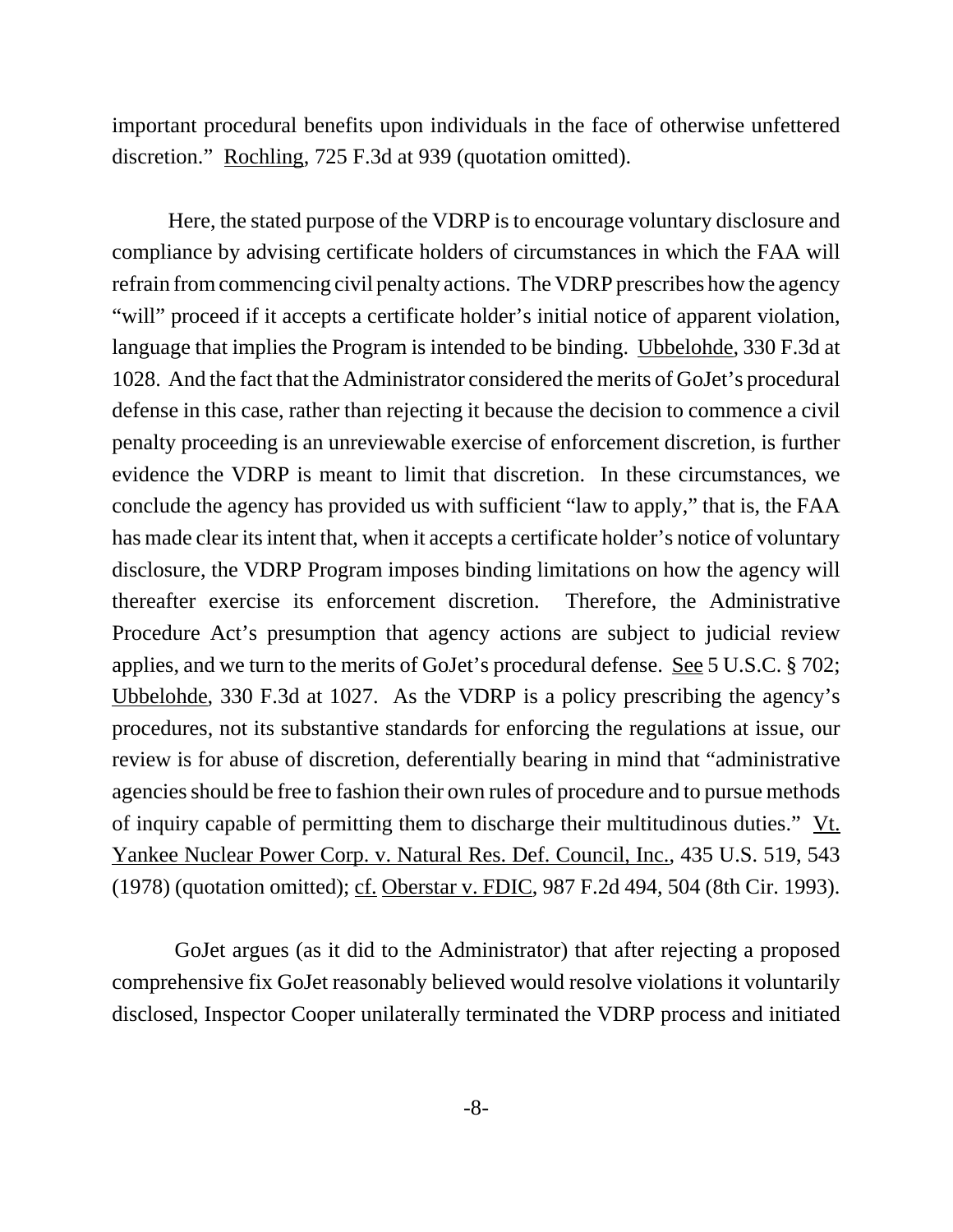important procedural benefits upon individuals in the face of otherwise unfettered discretion." Rochling, 725 F.3d at 939 (quotation omitted).

Here, the stated purpose of the VDRP is to encourage voluntary disclosure and compliance by advising certificate holders of circumstances in which the FAA will refrain from commencing civil penalty actions. The VDRP prescribes how the agency "will" proceed if it accepts a certificate holder's initial notice of apparent violation, language that implies the Program is intended to be binding. Ubbelohde, 330 F.3d at 1028. And the fact that the Administrator considered the merits of GoJet's procedural defense in this case, rather than rejecting it because the decision to commence a civil penalty proceeding is an unreviewable exercise of enforcement discretion, is further evidence the VDRP is meant to limit that discretion. In these circumstances, we conclude the agency has provided us with sufficient "law to apply," that is, the FAA has made clear its intent that, when it accepts a certificate holder's notice of voluntary disclosure, the VDRP Program imposes binding limitations on how the agency will thereafter exercise its enforcement discretion. Therefore, the Administrative Procedure Act's presumption that agency actions are subject to judicial review applies, and we turn to the merits of GoJet's procedural defense. See 5 U.S.C. § 702; Ubbelohde, 330 F.3d at 1027. As the VDRP is a policy prescribing the agency's procedures, not its substantive standards for enforcing the regulations at issue, our review is for abuse of discretion, deferentially bearing in mind that "administrative agencies should be free to fashion their own rules of procedure and to pursue methods of inquiry capable of permitting them to discharge their multitudinous duties." Vt. Yankee Nuclear Power Corp. v. Natural Res. Def. Council, Inc., 435 U.S. 519, 543 (1978) (quotation omitted); cf. Oberstar v. FDIC, 987 F.2d 494, 504 (8th Cir. 1993).

GoJet argues (as it did to the Administrator) that after rejecting a proposed comprehensive fix GoJet reasonably believed would resolve violations it voluntarily disclosed, Inspector Cooper unilaterally terminated the VDRP process and initiated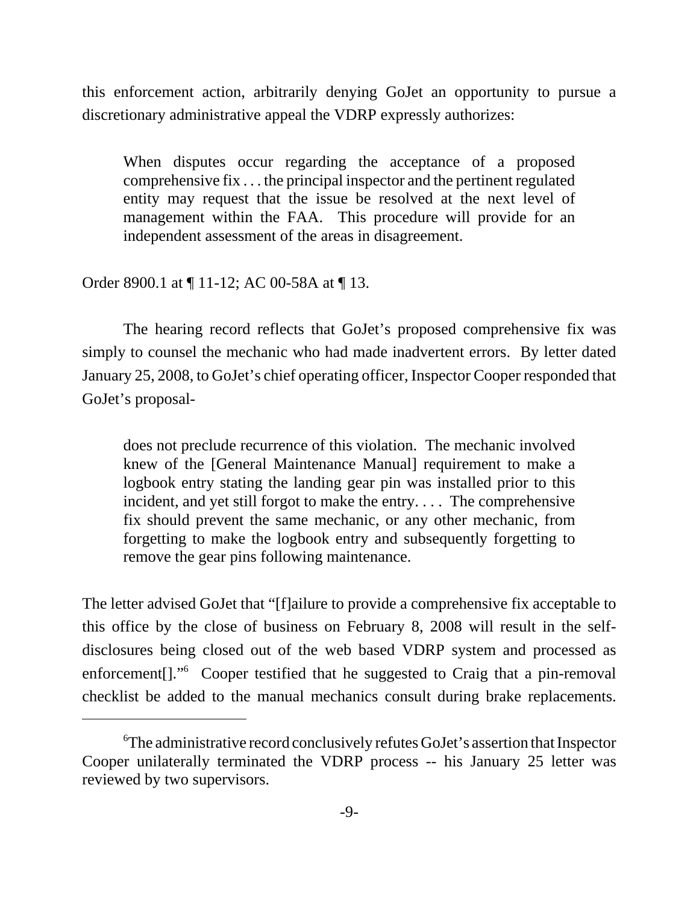this enforcement action, arbitrarily denying GoJet an opportunity to pursue a discretionary administrative appeal the VDRP expressly authorizes:

> When disputes occur regarding the acceptance of a proposed comprehensive fix . . . the principal inspector and the pertinent regulated entity may request that the issue be resolved at the next level of management within the FAA. This procedure will provide for an independent assessment of the areas in disagreement.

Order 8900.1 at ¶ 11-12; AC 00-58A at ¶ 13.

The hearing record reflects that GoJet's proposed comprehensive fix was simply to counsel the mechanic who had made inadvertent errors. By letter dated January 25, 2008, to GoJet's chief operating officer, Inspector Cooper responded that GoJet's proposal-

> does not preclude recurrence of this violation. The mechanic involved knew of the [General Maintenance Manual] requirement to make a logbook entry stating the landing gear pin was installed prior to this incident, and yet still forgot to make the entry. . . . The comprehensive fix should prevent the same mechanic, or any other mechanic, from forgetting to make the logbook entry and subsequently forgetting to remove the gear pins following maintenance.

The letter advised GoJet that "[f]ailure to provide a comprehensive fix acceptable to this office by the close of business on February 8, 2008 will result in the self-disclosures being closed out of the web based VDRP system and processed as enforcement[]."[6] Cooper testified that he suggested to Craig that a pin-removal checklist be added to the manual mechanics consult during brake replacements.

---

[6]The administrative record conclusively refutes GoJet's assertion that Inspector Cooper unilaterally terminated the VDRP process -- his January 25 letter was reviewed by two supervisors.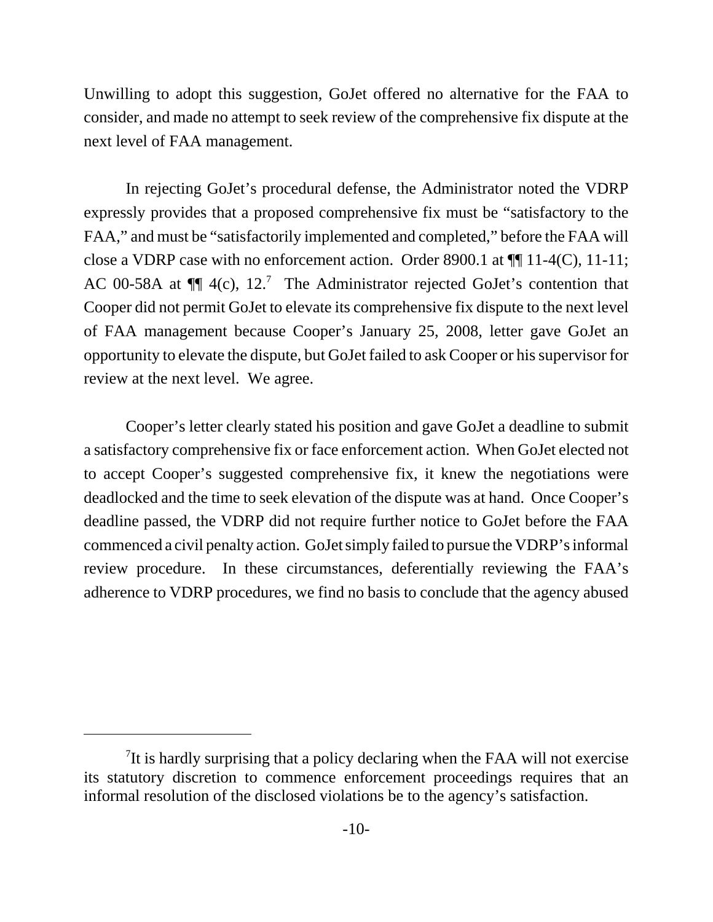Unwilling to adopt this suggestion, GoJet offered no alternative for the FAA to consider, and made no attempt to seek review of the comprehensive fix dispute at the next level of FAA management.

In rejecting GoJet's procedural defense, the Administrator noted the VDRP expressly provides that a proposed comprehensive fix must be "satisfactory to the FAA," and must be "satisfactorily implemented and completed," before the FAA will close a VDRP case with no enforcement action. Order 8900.1 at ¶¶ 11-4(C), 11-11; AC 00-58A at ¶¶ 4(c), 12.[7] The Administrator rejected GoJet's contention that Cooper did not permit GoJet to elevate its comprehensive fix dispute to the next level of FAA management because Cooper's January 25, 2008, letter gave GoJet an opportunity to elevate the dispute, but GoJet failed to ask Cooper or his supervisor for review at the next level. We agree.

Cooper's letter clearly stated his position and gave GoJet a deadline to submit a satisfactory comprehensive fix or face enforcement action. When GoJet elected not to accept Cooper's suggested comprehensive fix, it knew the negotiations were deadlocked and the time to seek elevation of the dispute was at hand. Once Cooper's deadline passed, the VDRP did not require further notice to GoJet before the FAA commenced a civil penalty action. GoJet simply failed to pursue the VDRP's informal review procedure. In these circumstances, deferentially reviewing the FAA's adherence to VDRP procedures, we find no basis to conclude that the agency abused

[7] It is hardly surprising that a policy declaring when the FAA will not exercise its statutory discretion to commence enforcement proceedings requires that an informal resolution of the disclosed violations be to the agency's satisfaction.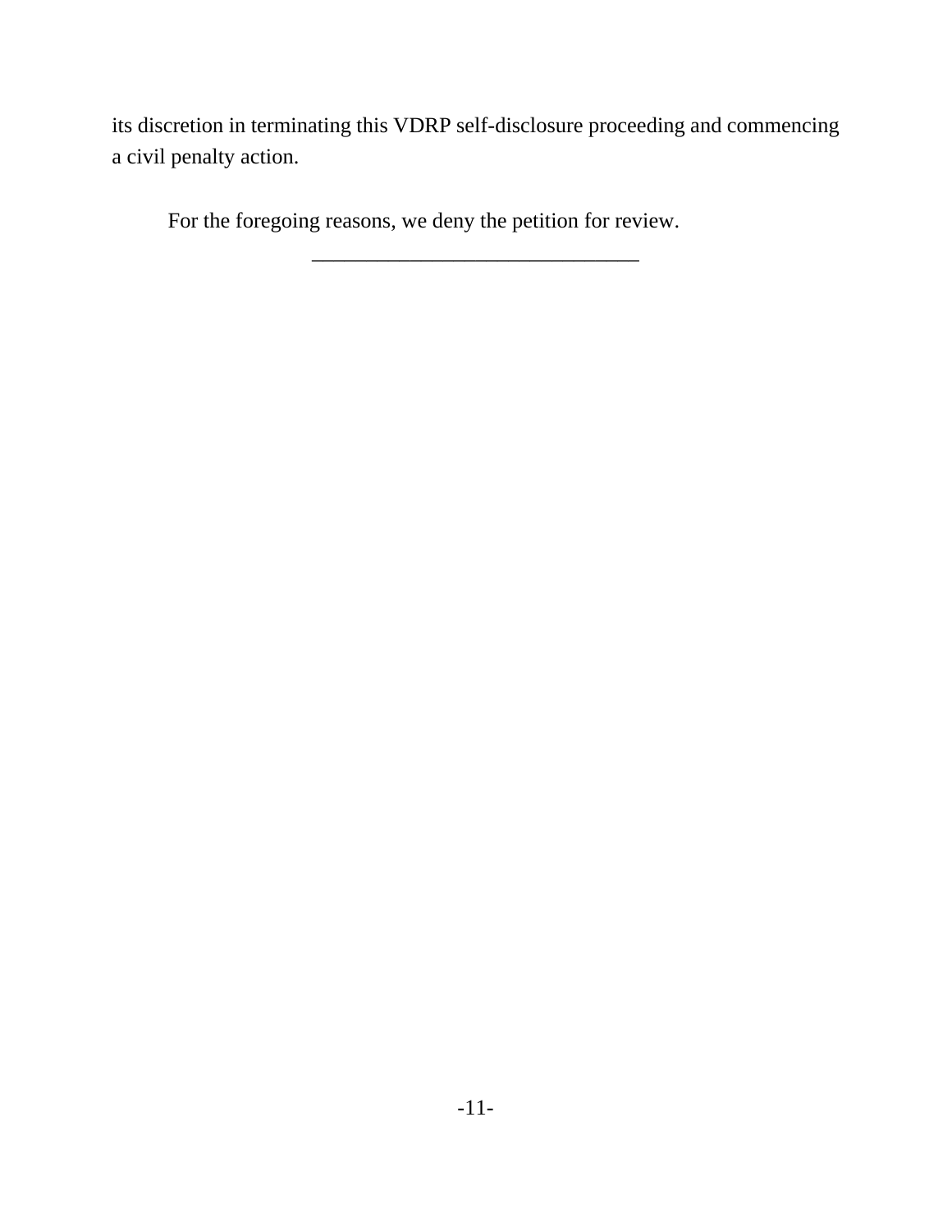its discretion in terminating this VDRP self-disclosure proceeding and commencing a civil penalty action.

For the foregoing reasons, we deny the petition for review.

______________________________